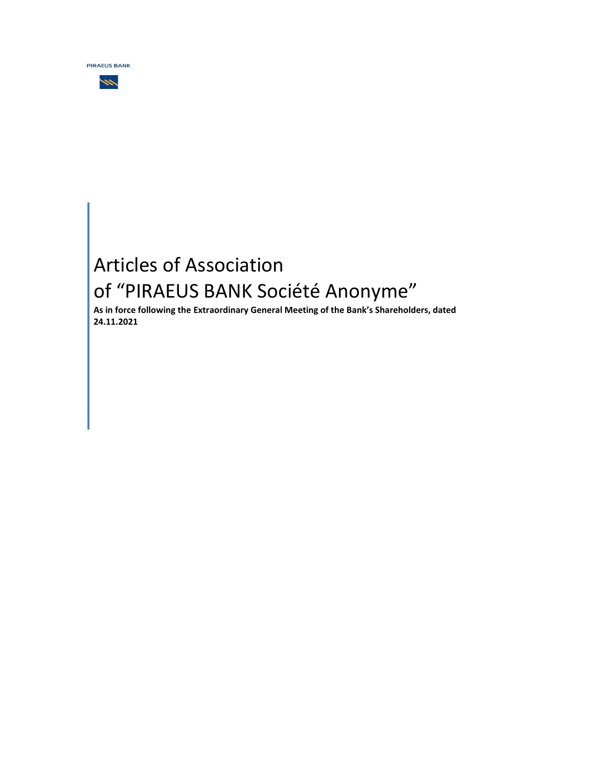PIRAEUS BANK

# Articles of Association of "PIRAEUS BANK Société Anonyme"

**As in force following the Extraordinary General Meeting of the Bank's Shareholders, dated 24.11.2021**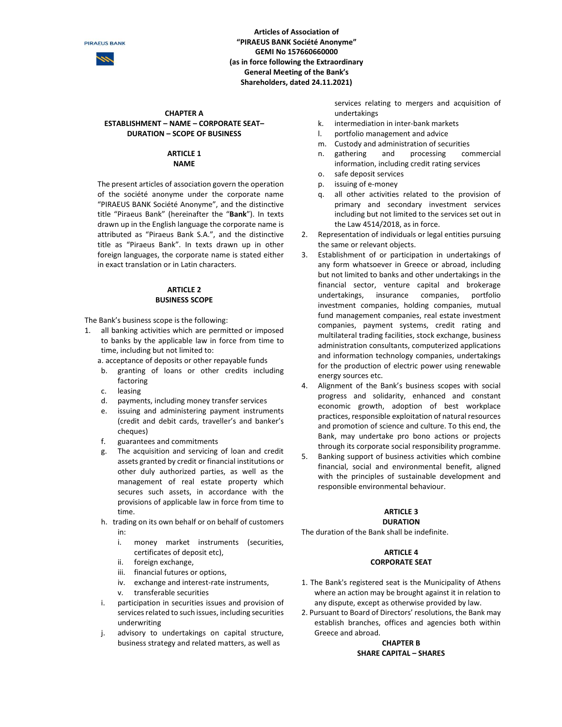**Articles of Association of "PIRAEUS BANK Société Anonyme" GEMI No 157660660000 (as in force following the Extraordinary General Meeting of the Bank's Shareholders, dated 24.11.2021)**

## CHAPTER A
## ESTABLISHMENT – NAME – CORPORATE SEAT– DURATION – SCOPE OF BUSINESS

### ARTICLE 1
### NAME

The present articles of association govern the operation of the société anonyme under the corporate name "PIRAEUS BANK Société Anonyme", and the distinctive title "Piraeus Bank" (hereinafter the "**Bank**"). In texts drawn up in the English language the corporate name is attributed as "Piraeus Bank S.A.", and the distinctive title as "Piraeus Bank". In texts drawn up in other foreign languages, the corporate name is stated either in exact translation or in Latin characters.

### ARTICLE 2
### BUSINESS SCOPE

The Bank's business scope is the following:

1. all banking activities which are permitted or imposed to banks by the applicable law in force from time to time, including but not limited to:
   a. acceptance of deposits or other repayable funds
   b. granting of loans or other credits including factoring
   c. leasing
   d. payments, including money transfer services
   e. issuing and administering payment instruments (credit and debit cards, traveller's and banker's cheques)
   f. guarantees and commitments
   g. The acquisition and servicing of loan and credit assets granted by credit or financial institutions or other duly authorized parties, as well as the management of real estate property which secures such assets, in accordance with the provisions of applicable law in force from time to time.
   h. trading on its own behalf or on behalf of customers in:
      i. money market instruments (securities, certificates of deposit etc),
      ii. foreign exchange,
      iii. financial futures or options,
      iv. exchange and interest-rate instruments,
      v. transferable securities
   i. participation in securities issues and provision of services related to such issues, including securities underwriting
   j. advisory to undertakings on capital structure, business strategy and related matters, as well as services relating to mergers and acquisition of undertakings
   k. intermediation in inter-bank markets
   l. portfolio management and advice
   m. Custody and administration of securities
   n. gathering and processing commercial information, including credit rating services
   o. safe deposit services
   p. issuing of e-money
   q. all other activities related to the provision of primary and secondary investment services including but not limited to the services set out in the Law 4514/2018, as in force.
2. Representation of individuals or legal entities pursuing the same or relevant objects.
3. Establishment of or participation in undertakings of any form whatsoever in Greece or abroad, including but not limited to banks and other undertakings in the financial sector, venture capital and brokerage undertakings, insurance companies, portfolio investment companies, holding companies, mutual fund management companies, real estate investment companies, payment systems, credit rating and multilateral trading facilities, stock exchange, business administration consultants, computerized applications and information technology companies, undertakings for the production of electric power using renewable energy sources etc.
4. Alignment of the Bank's business scopes with social progress and solidarity, enhanced and constant economic growth, adoption of best workplace practices, responsible exploitation of natural resources and promotion of science and culture. To this end, the Bank, may undertake pro bono actions or projects through its corporate social responsibility programme.
5. Banking support of business activities which combine financial, social and environmental benefit, aligned with the principles of sustainable development and responsible environmental behaviour.

### ARTICLE 3
### DURATION

The duration of the Bank shall be indefinite.

### ARTICLE 4
### CORPORATE SEAT

1. The Bank's registered seat is the Municipality of Athens where an action may be brought against it in relation to any dispute, except as otherwise provided by law.
2. Pursuant to Board of Directors' resolutions, the Bank may establish branches, offices and agencies both within Greece and abroad.

## CHAPTER B
## SHARE CAPITAL – SHARES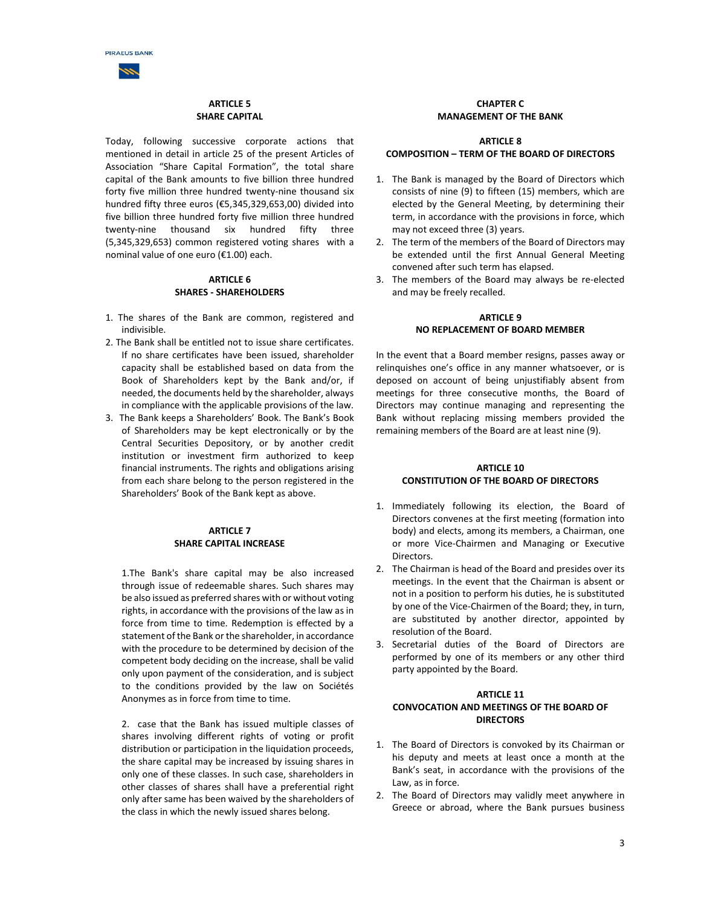## ARTICLE 5
## SHARE CAPITAL

Today, following successive corporate actions that mentioned in detail in article 25 of the present Articles of Association "Share Capital Formation", the total share capital of the Bank amounts to five billion three hundred forty five million three hundred twenty-nine thousand six hundred fifty three euros (€5,345,329,653,00) divided into five billion three hundred forty five million three hundred twenty-nine thousand six hundred fifty three (5,345,329,653) common registered voting shares with a nominal value of one euro (€1.00) each.

## ARTICLE 6
## SHARES - SHAREHOLDERS

1. The shares of the Bank are common, registered and indivisible.
2. The Bank shall be entitled not to issue share certificates. If no share certificates have been issued, shareholder capacity shall be established based on data from the Book of Shareholders kept by the Bank and/or, if needed, the documents held by the shareholder, always in compliance with the applicable provisions of the law.
3. The Bank keeps a Shareholders' Book. The Bank's Book of Shareholders may be kept electronically or by the Central Securities Depository, or by another credit institution or investment firm authorized to keep financial instruments. The rights and obligations arising from each share belong to the person registered in the Shareholders' Book of the Bank kept as above.

## ARTICLE 7
## SHARE CAPITAL INCREASE

1.The Bank's share capital may be also increased through issue of redeemable shares. Such shares may be also issued as preferred shares with or without voting rights, in accordance with the provisions of the law as in force from time to time. Redemption is effected by a statement of the Bank or the shareholder, in accordance with the procedure to be determined by decision of the competent body deciding on the increase, shall be valid only upon payment of the consideration, and is subject to the conditions provided by the law on Sociétés Anonymes as in force from time to time.

2. case that the Bank has issued multiple classes of shares involving different rights of voting or profit distribution or participation in the liquidation proceeds, the share capital may be increased by issuing shares in only one of these classes. In such case, shareholders in other classes of shares shall have a preferential right only after same has been waived by the shareholders of the class in which the newly issued shares belong.

# CHAPTER C
# MANAGEMENT OF THE BANK

## ARTICLE 8
## COMPOSITION – TERM OF THE BOARD OF DIRECTORS

1. The Bank is managed by the Board of Directors which consists of nine (9) to fifteen (15) members, which are elected by the General Meeting, by determining their term, in accordance with the provisions in force, which may not exceed three (3) years.
2. The term of the members of the Board of Directors may be extended until the first Annual General Meeting convened after such term has elapsed.
3. The members of the Board may always be re-elected and may be freely recalled.

## ARTICLE 9
## NO REPLACEMENT OF BOARD MEMBER

In the event that a Board member resigns, passes away or relinquishes one's office in any manner whatsoever, or is deposed on account of being unjustifiably absent from meetings for three consecutive months, the Board of Directors may continue managing and representing the Bank without replacing missing members provided the remaining members of the Board are at least nine (9).

## ARTICLE 10
## CONSTITUTION OF THE BOARD OF DIRECTORS

1. Immediately following its election, the Board of Directors convenes at the first meeting (formation into body) and elects, among its members, a Chairman, one or more Vice-Chairmen and Managing or Executive Directors.
2. The Chairman is head of the Board and presides over its meetings. In the event that the Chairman is absent or not in a position to perform his duties, he is substituted by one of the Vice-Chairmen of the Board; they, in turn, are substituted by another director, appointed by resolution of the Board.
3. Secretarial duties of the Board of Directors are performed by one of its members or any other third party appointed by the Board.

## ARTICLE 11
## CONVOCATION AND MEETINGS OF THE BOARD OF DIRECTORS

1. The Board of Directors is convoked by its Chairman or his deputy and meets at least once a month at the Bank's seat, in accordance with the provisions of the Law, as in force.
2. The Board of Directors may validly meet anywhere in Greece or abroad, where the Bank pursues business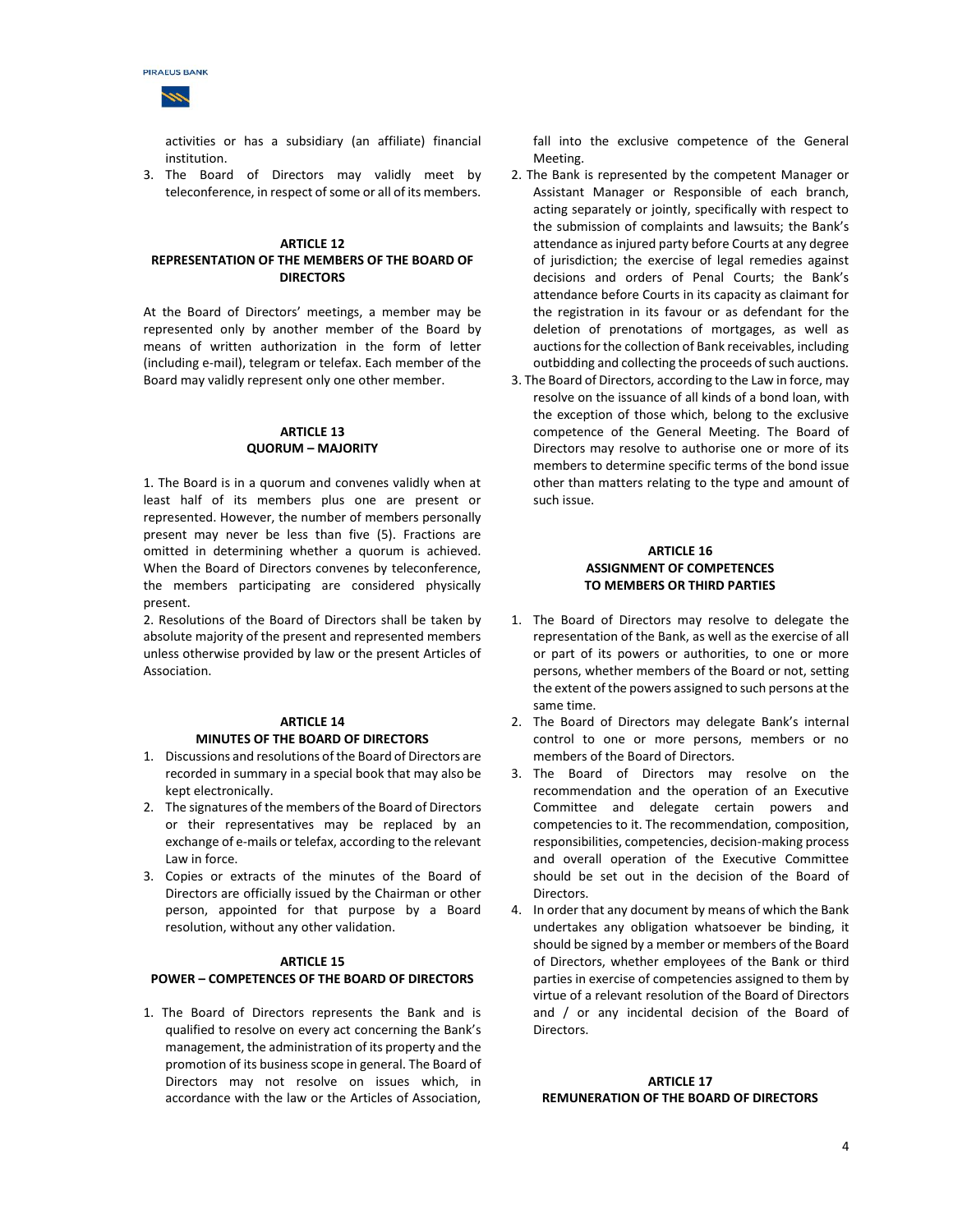activities or has a subsidiary (an affiliate) financial institution.

3. The Board of Directors may validly meet by teleconference, in respect of some or all of its members.

## ARTICLE 12
## REPRESENTATION OF THE MEMBERS OF THE BOARD OF DIRECTORS

At the Board of Directors' meetings, a member may be represented only by another member of the Board by means of written authorization in the form of letter (including e-mail), telegram or telefax. Each member of the Board may validly represent only one other member.

## ARTICLE 13
## QUORUM – MAJORITY

1. The Board is in a quorum and convenes validly when at least half of its members plus one are present or represented. However, the number of members personally present may never be less than five (5). Fractions are omitted in determining whether a quorum is achieved. When the Board of Directors convenes by teleconference, the members participating are considered physically present.

2. Resolutions of the Board of Directors shall be taken by absolute majority of the present and represented members unless otherwise provided by law or the present Articles of Association.

## ARTICLE 14
## MINUTES OF THE BOARD OF DIRECTORS

1. Discussions and resolutions of the Board of Directors are recorded in summary in a special book that may also be kept electronically.
2. The signatures of the members of the Board of Directors or their representatives may be replaced by an exchange of e-mails or telefax, according to the relevant Law in force.
3. Copies or extracts of the minutes of the Board of Directors are officially issued by the Chairman or other person, appointed for that purpose by a Board resolution, without any other validation.

## ARTICLE 15
## POWER – COMPETENCES OF THE BOARD OF DIRECTORS

1. The Board of Directors represents the Bank and is qualified to resolve on every act concerning the Bank's management, the administration of its property and the promotion of its business scope in general. The Board of Directors may not resolve on issues which, in accordance with the law or the Articles of Association, fall into the exclusive competence of the General Meeting.
2. The Bank is represented by the competent Manager or Assistant Manager or Responsible of each branch, acting separately or jointly, specifically with respect to the submission of complaints and lawsuits; the Bank's attendance as injured party before Courts at any degree of jurisdiction; the exercise of legal remedies against decisions and orders of Penal Courts; the Bank's attendance before Courts in its capacity as claimant for the registration in its favour or as defendant for the deletion of prenotations of mortgages, as well as auctions for the collection of Bank receivables, including outbidding and collecting the proceeds of such auctions.
3. The Board of Directors, according to the Law in force, may resolve on the issuance of all kinds of a bond loan, with the exception of those which, belong to the exclusive competence of the General Meeting. The Board of Directors may resolve to authorise one or more of its members to determine specific terms of the bond issue other than matters relating to the type and amount of such issue.

## ARTICLE 16
## ASSIGNMENT OF COMPETENCES TO MEMBERS OR THIRD PARTIES

1. The Board of Directors may resolve to delegate the representation of the Bank, as well as the exercise of all or part of its powers or authorities, to one or more persons, whether members of the Board or not, setting the extent of the powers assigned to such persons at the same time.
2. The Board of Directors may delegate Bank's internal control to one or more persons, members or no members of the Board of Directors.
3. The Board of Directors may resolve on the recommendation and the operation of an Executive Committee and delegate certain powers and competencies to it. The recommendation, composition, responsibilities, competencies, decision-making process and overall operation of the Executive Committee should be set out in the decision of the Board of Directors.
4. In order that any document by means of which the Bank undertakes any obligation whatsoever be binding, it should be signed by a member or members of the Board of Directors, whether employees of the Bank or third parties in exercise of competencies assigned to them by virtue of a relevant resolution of the Board of Directors and / or any incidental decision of the Board of Directors.

## ARTICLE 17
## REMUNERATION OF THE BOARD OF DIRECTORS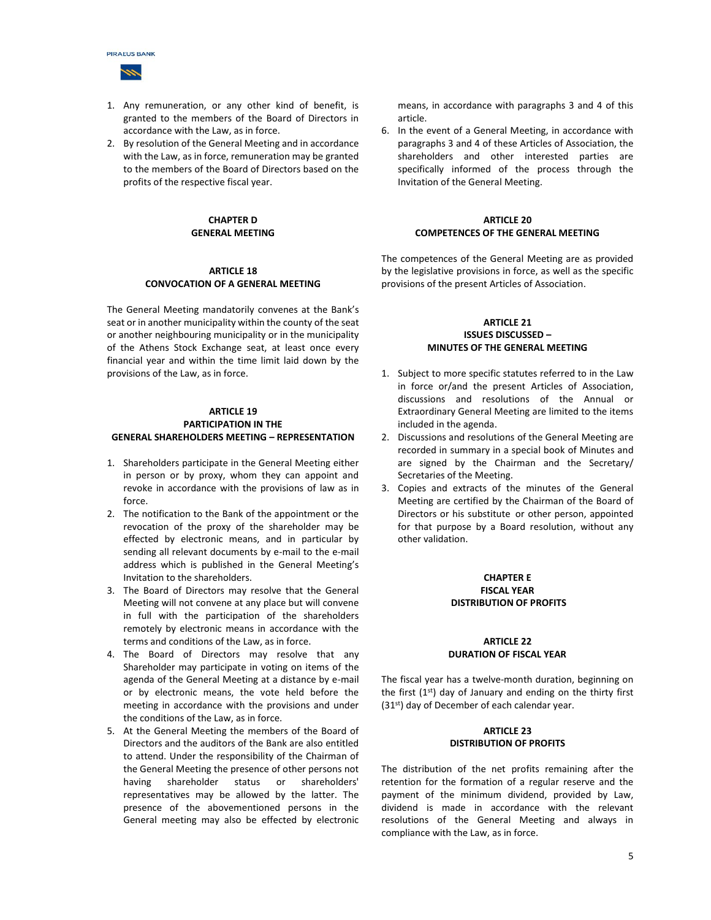1. Any remuneration, or any other kind of benefit, is granted to the members of the Board of Directors in accordance with the Law, as in force.
2. By resolution of the General Meeting and in accordance with the Law, as in force, remuneration may be granted to the members of the Board of Directors based on the profits of the respective fiscal year.

## CHAPTER D
## GENERAL MEETING

### ARTICLE 18
### CONVOCATION OF A GENERAL MEETING

The General Meeting mandatorily convenes at the Bank's seat or in another municipality within the county of the seat or another neighbouring municipality or in the municipality of the Athens Stock Exchange seat, at least once every financial year and within the time limit laid down by the provisions of the Law, as in force.

### ARTICLE 19
### PARTICIPATION IN THE GENERAL SHAREHOLDERS MEETING – REPRESENTATION

1. Shareholders participate in the General Meeting either in person or by proxy, whom they can appoint and revoke in accordance with the provisions of law as in force.
2. The notification to the Bank of the appointment or the revocation of the proxy of the shareholder may be effected by electronic means, and in particular by sending all relevant documents by e-mail to the e-mail address which is published in the General Meeting's Invitation to the shareholders.
3. The Board of Directors may resolve that the General Meeting will not convene at any place but will convene in full with the participation of the shareholders remotely by electronic means in accordance with the terms and conditions of the Law, as in force.
4. The Board of Directors may resolve that any Shareholder may participate in voting on items of the agenda of the General Meeting at a distance by e-mail or by electronic means, the vote held before the meeting in accordance with the provisions and under the conditions of the Law, as in force.
5. At the General Meeting the members of the Board of Directors and the auditors of the Bank are also entitled to attend. Under the responsibility of the Chairman of the General Meeting the presence of other persons not having shareholder status or shareholders' representatives may be allowed by the latter. The presence of the abovementioned persons in the General meeting may also be effected by electronic means, in accordance with paragraphs 3 and 4 of this article.
6. In the event of a General Meeting, in accordance with paragraphs 3 and 4 of these Articles of Association, the shareholders and other interested parties are specifically informed of the process through the Invitation of the General Meeting.

### ARTICLE 20
### COMPETENCES OF THE GENERAL MEETING

The competences of the General Meeting are as provided by the legislative provisions in force, as well as the specific provisions of the present Articles of Association.

### ARTICLE 21
### ISSUES DISCUSSED – MINUTES OF THE GENERAL MEETING

1. Subject to more specific statutes referred to in the Law in force or/and the present Articles of Association, discussions and resolutions of the Annual or Extraordinary General Meeting are limited to the items included in the agenda.
2. Discussions and resolutions of the General Meeting are recorded in summary in a special book of Minutes and are signed by the Chairman and the Secretary/ Secretaries of the Meeting.
3. Copies and extracts of the minutes of the General Meeting are certified by the Chairman of the Board of Directors or his substitute or other person, appointed for that purpose by a Board resolution, without any other validation.

## CHAPTER E
## FISCAL YEAR
## DISTRIBUTION OF PROFITS

### ARTICLE 22
### DURATION OF FISCAL YEAR

The fiscal year has a twelve-month duration, beginning on the first (1st) day of January and ending on the thirty first (31st) day of December of each calendar year.

### ARTICLE 23
### DISTRIBUTION OF PROFITS

The distribution of the net profits remaining after the retention for the formation of a regular reserve and the payment of the minimum dividend, provided by Law, dividend is made in accordance with the relevant resolutions of the General Meeting and always in compliance with the Law, as in force.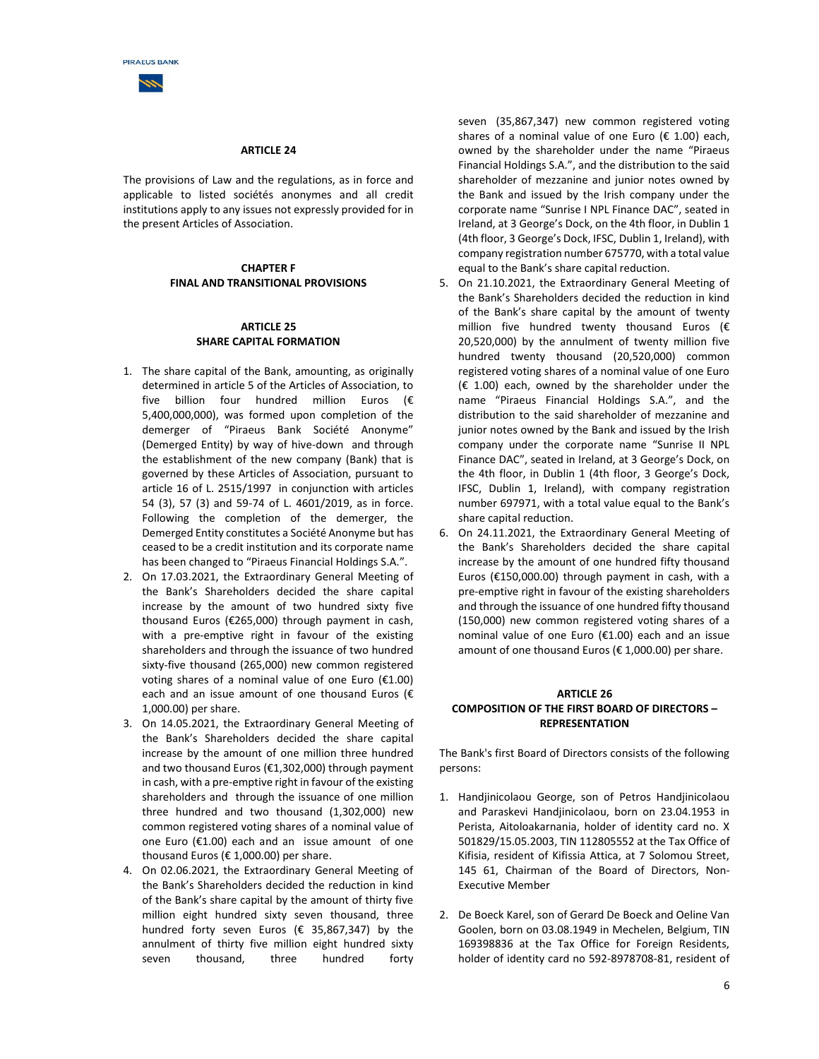## ARTICLE 24

The provisions of Law and the regulations, as in force and applicable to listed sociétés anonymes and all credit institutions apply to any issues not expressly provided for in the present Articles of Association.

## CHAPTER F
## FINAL AND TRANSITIONAL PROVISIONS

## ARTICLE 25
## SHARE CAPITAL FORMATION

1. The share capital of the Bank, amounting, as originally determined in article 5 of the Articles of Association, to five billion four hundred million Euros (€ 5,400,000,000), was formed upon completion of the demerger of "Piraeus Bank Société Anonyme" (Demerged Entity) by way of hive-down and through the establishment of the new company (Bank) that is governed by these Articles of Association, pursuant to article 16 of L. 2515/1997 in conjunction with articles 54 (3), 57 (3) and 59-74 of L. 4601/2019, as in force. Following the completion of the demerger, the Demerged Entity constitutes a Société Anonyme but has ceased to be a credit institution and its corporate name has been changed to "Piraeus Financial Holdings S.A.".
2. On 17.03.2021, the Extraordinary General Meeting of the Bank's Shareholders decided the share capital increase by the amount of two hundred sixty five thousand Euros (€265,000) through payment in cash, with a pre-emptive right in favour of the existing shareholders and through the issuance of two hundred sixty-five thousand (265,000) new common registered voting shares of a nominal value of one Euro (€1.00) each and an issue amount of one thousand Euros (€ 1,000.00) per share.
3. On 14.05.2021, the Extraordinary General Meeting of the Bank's Shareholders decided the share capital increase by the amount of one million three hundred and two thousand Euros (€1,302,000) through payment in cash, with a pre-emptive right in favour of the existing shareholders and through the issuance of one million three hundred and two thousand (1,302,000) new common registered voting shares of a nominal value of one Euro (€1.00) each and an issue amount of one thousand Euros (€ 1,000.00) per share.
4. On 02.06.2021, the Extraordinary General Meeting of the Bank's Shareholders decided the reduction in kind of the Bank's share capital by the amount of thirty five million eight hundred sixty seven thousand, three hundred forty seven Euros (€ 35,867,347) by the annulment of thirty five million eight hundred sixty seven thousand, three hundred forty seven (35,867,347) new common registered voting shares of a nominal value of one Euro (€ 1.00) each, owned by the shareholder under the name "Piraeus Financial Holdings S.A.", and the distribution to the said shareholder of mezzanine and junior notes owned by the Bank and issued by the Irish company under the corporate name "Sunrise I NPL Finance DAC", seated in Ireland, at 3 George's Dock, on the 4th floor, in Dublin 1 (4th floor, 3 George's Dock, IFSC, Dublin 1, Ireland), with company registration number 675770, with a total value equal to the Bank's share capital reduction.
5. On 21.10.2021, the Extraordinary General Meeting of the Bank's Shareholders decided the reduction in kind of the Bank's share capital by the amount of twenty million five hundred twenty thousand Euros (€ 20,520,000) by the annulment of twenty million five hundred twenty thousand (20,520,000) common registered voting shares of a nominal value of one Euro (€ 1.00) each, owned by the shareholder under the name "Piraeus Financial Holdings S.A.", and the distribution to the said shareholder of mezzanine and junior notes owned by the Bank and issued by the Irish company under the corporate name "Sunrise II NPL Finance DAC", seated in Ireland, at 3 George's Dock, on the 4th floor, in Dublin 1 (4th floor, 3 George's Dock, IFSC, Dublin 1, Ireland), with company registration number 697971, with a total value equal to the Bank's share capital reduction.
6. On 24.11.2021, the Extraordinary General Meeting of the Bank's Shareholders decided the share capital increase by the amount of one hundred fifty thousand Euros (€150,000.00) through payment in cash, with a pre-emptive right in favour of the existing shareholders and through the issuance of one hundred fifty thousand (150,000) new common registered voting shares of a nominal value of one Euro (€1.00) each and an issue amount of one thousand Euros (€ 1,000.00) per share.

## ARTICLE 26
## COMPOSITION OF THE FIRST BOARD OF DIRECTORS – REPRESENTATION

The Bank's first Board of Directors consists of the following persons:

1. Handjinicolaou George, son of Petros Handjinicolaou and Paraskevi Handjinicolaou, born on 23.04.1953 in Perista, Aitoloakarnania, holder of identity card no. X 501829/15.05.2003, TIN 112805552 at the Tax Office of Kifisia, resident of Kifissia Attica, at 7 Solomou Street, 145 61, Chairman of the Board of Directors, Non-Executive Member

2. De Boeck Karel, son of Gerard De Boeck and Oeline Van Goolen, born on 03.08.1949 in Mechelen, Belgium, TIN 169398836 at the Tax Office for Foreign Residents, holder of identity card no 592-8978708-81, resident of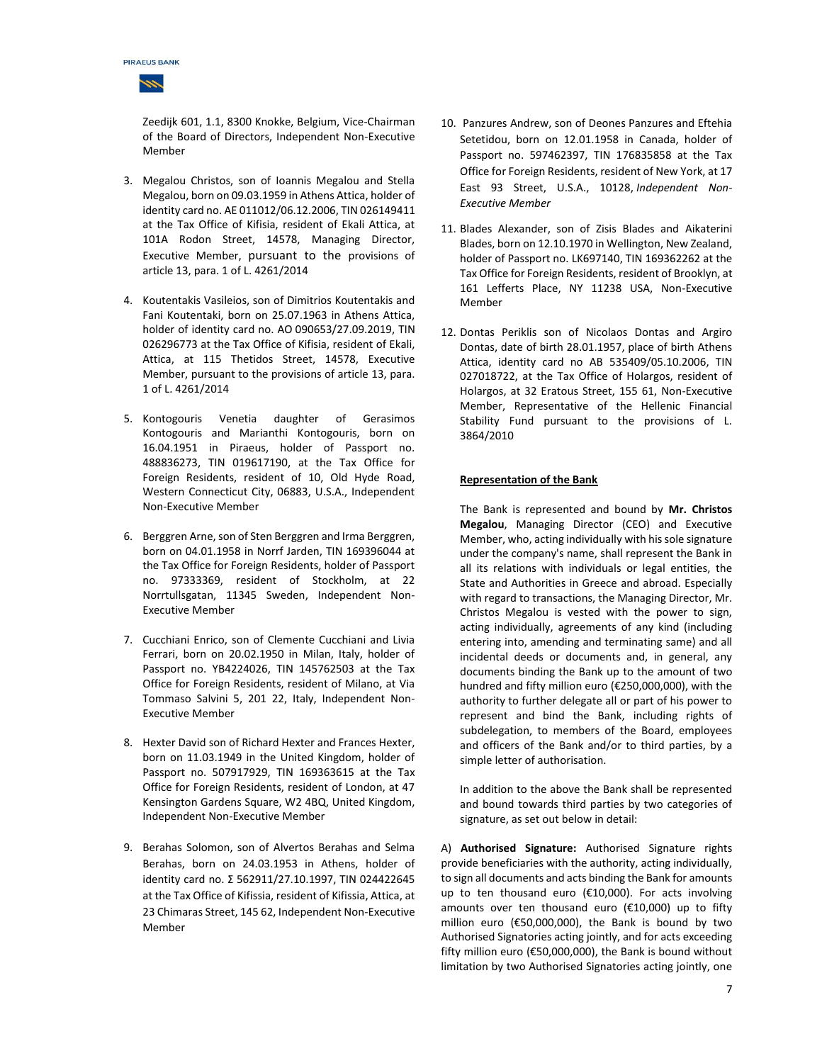Zeedijk 601, 1.1, 8300 Knokke, Belgium, Vice-Chairman of the Board of Directors, Independent Non-Executive Member

3. Megalou Christos, son of Ioannis Megalou and Stella Megalou, born on 09.03.1959 in Athens Attica, holder of identity card no. AE 011012/06.12.2006, TIN 026149411 at the Tax Office of Kifisia, resident of Ekali Attica, at 101A Rodon Street, 14578, Managing Director, Executive Member, pursuant to the provisions of article 13, para. 1 of L. 4261/2014

4. Koutentakis Vasileios, son of Dimitrios Koutentakis and Fani Koutentaki, born on 25.07.1963 in Athens Attica, holder of identity card no. AO 090653/27.09.2019, TIN 026296773 at the Tax Office of Kifisia, resident of Ekali, Attica, at 115 Thetidos Street, 14578, Executive Member, pursuant to the provisions of article 13, para. 1 of L. 4261/2014

5. Kontogouris Venetia daughter of Gerasimos Kontogouris and Marianthi Kontogouris, born on 16.04.1951 in Piraeus, holder of Passport no. 488836273, TIN 019617190, at the Tax Office for Foreign Residents, resident of 10, Old Hyde Road, Western Connecticut City, 06883, U.S.A., Independent Non-Executive Member

6. Berggren Arne, son of Sten Berggren and Irma Berggren, born on 04.01.1958 in Norrf Jarden, TIN 169396044 at the Tax Office for Foreign Residents, holder of Passport no. 97333369, resident of Stockholm, at 22 Norrtullsgatan, 11345 Sweden, Independent Non-Executive Member

7. Cucchiani Enrico, son of Clemente Cucchiani and Livia Ferrari, born on 20.02.1950 in Milan, Italy, holder of Passport no. YB4224026, TIN 145762503 at the Tax Office for Foreign Residents, resident of Milano, at Via Tommaso Salvini 5, 201 22, Italy, Independent Non-Executive Member

8. Hexter David son of Richard Hexter and Frances Hexter, born on 11.03.1949 in the United Kingdom, holder of Passport no. 507917929, TIN 169363615 at the Tax Office for Foreign Residents, resident of London, at 47 Kensington Gardens Square, W2 4BQ, United Kingdom, Independent Non-Executive Member

9. Berahas Solomon, son of Alvertos Berahas and Selma Berahas, born on 24.03.1953 in Athens, holder of identity card no. Σ 562911/27.10.1997, TIN 024422645 at the Tax Office of Kifissia, resident of Kifissia, Attica, at 23 Chimaras Street, 145 62, Independent Non-Executive Member

10. Panzures Andrew, son of Deones Panzures and Eftehia Setetidou, born on 12.01.1958 in Canada, holder of Passport no. 597462397, TIN 176835858 at the Tax Office for Foreign Residents, resident of New York, at 17 East 93 Street, U.S.A., 10128, *Independent Non-Executive Member*

11. Blades Alexander, son of Zisis Blades and Aikaterini Blades, born on 12.10.1970 in Wellington, New Zealand, holder of Passport no. LK697140, TIN 169362262 at the Tax Office for Foreign Residents, resident of Brooklyn, at 161 Lefferts Place, NY 11238 USA, Non-Executive Member

12. Dontas Periklis son of Nicolaos Dontas and Argiro Dontas, date of birth 28.01.1957, place of birth Athens Attica, identity card no AB 535409/05.10.2006, TIN 027018722, at the Tax Office of Holargos, resident of Holargos, at 32 Eratous Street, 155 61, Non-Executive Member, Representative of the Hellenic Financial Stability Fund pursuant to the provisions of L. 3864/2010

**Representation of the Bank**

The Bank is represented and bound by **Mr. Christos Megalou**, Managing Director (CEO) and Executive Member, who, acting individually with his sole signature under the company's name, shall represent the Bank in all its relations with individuals or legal entities, the State and Authorities in Greece and abroad. Especially with regard to transactions, the Managing Director, Mr. Christos Megalou is vested with the power to sign, acting individually, agreements of any kind (including entering into, amending and terminating same) and all incidental deeds or documents and, in general, any documents binding the Bank up to the amount of two hundred and fifty million euro (€250,000,000), with the authority to further delegate all or part of his power to represent and bind the Bank, including rights of subdelegation, to members of the Board, employees and officers of the Bank and/or to third parties, by a simple letter of authorisation.

In addition to the above the Bank shall be represented and bound towards third parties by two categories of signature, as set out below in detail:

A) **Authorised Signature:** Authorised Signature rights provide beneficiaries with the authority, acting individually, to sign all documents and acts binding the Bank for amounts up to ten thousand euro (€10,000). For acts involving amounts over ten thousand euro (€10,000) up to fifty million euro (€50,000,000), the Bank is bound by two Authorised Signatories acting jointly, and for acts exceeding fifty million euro (€50,000,000), the Bank is bound without limitation by two Authorised Signatories acting jointly, one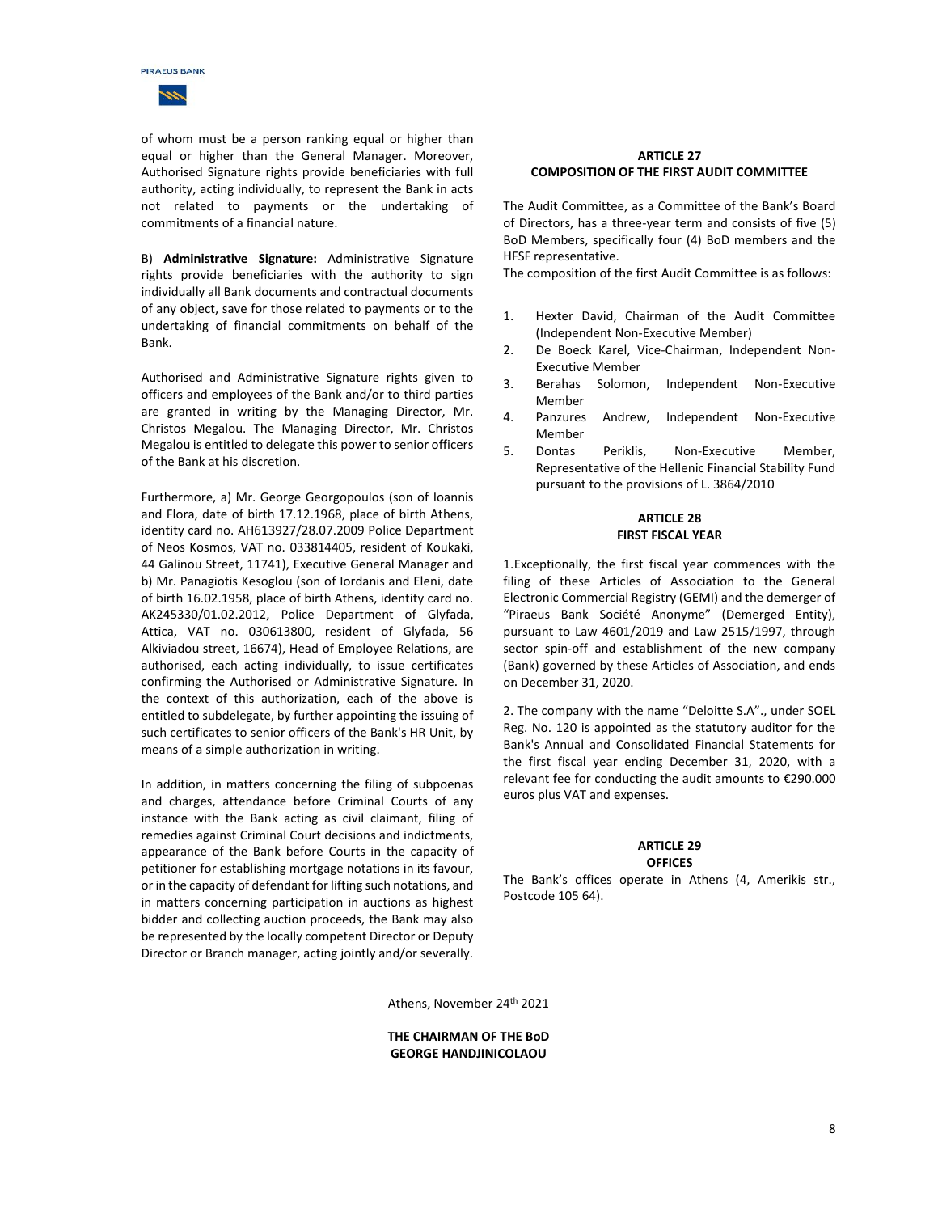of whom must be a person ranking equal or higher than equal or higher than the General Manager. Moreover, Authorised Signature rights provide beneficiaries with full authority, acting individually, to represent the Bank in acts not related to payments or the undertaking of commitments of a financial nature.

B) **Administrative Signature:** Administrative Signature rights provide beneficiaries with the authority to sign individually all Bank documents and contractual documents of any object, save for those related to payments or to the undertaking of financial commitments on behalf of the Bank.

Authorised and Administrative Signature rights given to officers and employees of the Bank and/or to third parties are granted in writing by the Managing Director, Mr. Christos Megalou. The Managing Director, Mr. Christos Megalou is entitled to delegate this power to senior officers of the Bank at his discretion.

Furthermore, a) Mr. George Georgopoulos (son of Ioannis and Flora, date of birth 17.12.1968, place of birth Athens, identity card no. AH613927/28.07.2009 Police Department of Neos Kosmos, VAT no. 033814405, resident of Koukaki, 44 Galinou Street, 11741), Executive General Manager and b) Mr. Panagiotis Kesoglou (son of Iordanis and Eleni, date of birth 16.02.1958, place of birth Athens, identity card no. AK245330/01.02.2012, Police Department of Glyfada, Attica, VAT no. 030613800, resident of Glyfada, 56 Alkiviadou street, 16674), Head of Employee Relations, are authorised, each acting individually, to issue certificates confirming the Authorised or Administrative Signature. In the context of this authorization, each of the above is entitled to subdelegate, by further appointing the issuing of such certificates to senior officers of the Bank's HR Unit, by means of a simple authorization in writing.

In addition, in matters concerning the filing of subpoenas and charges, attendance before Criminal Courts of any instance with the Bank acting as civil claimant, filing of remedies against Criminal Court decisions and indictments, appearance of the Bank before Courts in the capacity of petitioner for establishing mortgage notations in its favour, or in the capacity of defendant for lifting such notations, and in matters concerning participation in auctions as highest bidder and collecting auction proceeds, the Bank may also be represented by the locally competent Director or Deputy Director or Branch manager, acting jointly and/or severally.

## ARTICLE 27
## COMPOSITION OF THE FIRST AUDIT COMMITTEE

The Audit Committee, as a Committee of the Bank's Board of Directors, has a three-year term and consists of five (5) BoD Members, specifically four (4) BoD members and the HFSF representative.

The composition of the first Audit Committee is as follows:

1. Hexter David, Chairman of the Audit Committee (Independent Non-Executive Member)
2. De Boeck Karel, Vice-Chairman, Independent Non-Executive Member
3. Berahas Solomon, Independent Non-Executive Member
4. Panzures Andrew, Independent Non-Executive Member
5. Dontas Periklis, Non-Executive Member, Representative of the Hellenic Financial Stability Fund pursuant to the provisions of L. 3864/2010

## ARTICLE 28
## FIRST FISCAL YEAR

1.Exceptionally, the first fiscal year commences with the filing of these Articles of Association to the General Electronic Commercial Registry (GEMI) and the demerger of "Piraeus Bank Société Anonyme" (Demerged Entity), pursuant to Law 4601/2019 and Law 2515/1997, through sector spin-off and establishment of the new company (Bank) governed by these Articles of Association, and ends on December 31, 2020.

2. The company with the name "Deloitte S.A"., under SOEL Reg. No. 120 is appointed as the statutory auditor for the Bank's Annual and Consolidated Financial Statements for the first fiscal year ending December 31, 2020, with a relevant fee for conducting the audit amounts to €290.000 euros plus VAT and expenses.

## ARTICLE 29
## OFFICES

The Bank's offices operate in Athens (4, Amerikis str., Postcode 105 64).

Athens, November 24th 2021

**THE CHAIRMAN OF THE BoD**
**GEORGE HANDJINICOLAOU**